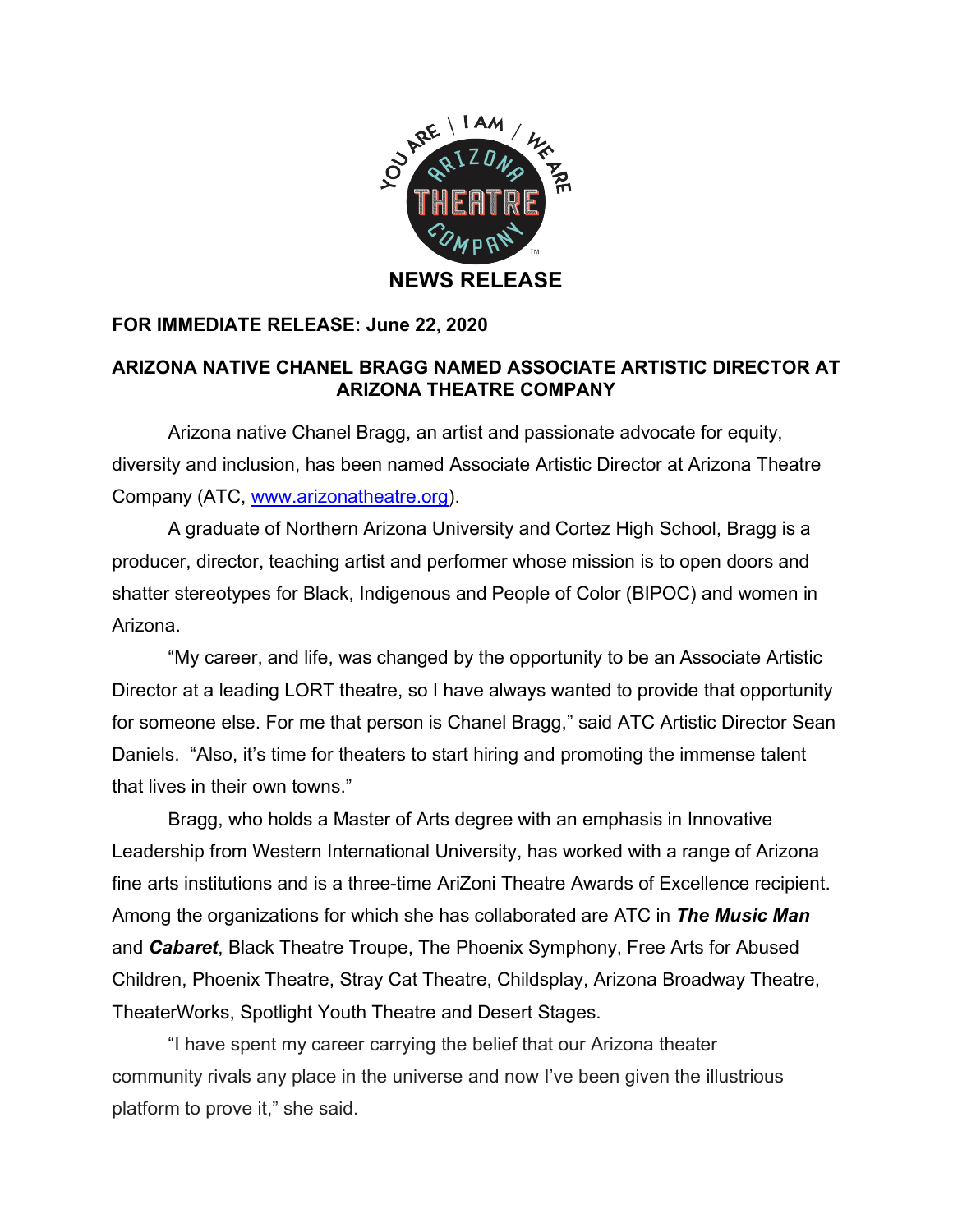**NEWS RELEASE**

**FOR IMMEDIATE RELEASE: June 22, 2020**

# ARIZONA NATIVE CHANEL BRAGG NAMED ASSOCIATE ARTISTIC DIRECTOR AT ARIZONA THEATRE COMPANY

Arizona native Chanel Bragg, an artist and passionate advocate for equity, diversity and inclusion, has been named Associate Artistic Director at Arizona Theatre Company (ATC, www.arizonatheatre.org).

A graduate of Northern Arizona University and Cortez High School, Bragg is a producer, director, teaching artist and performer whose mission is to open doors and shatter stereotypes for Black, Indigenous and People of Color (BIPOC) and women in Arizona.

"My career, and life, was changed by the opportunity to be an Associate Artistic Director at a leading LORT theatre, so I have always wanted to provide that opportunity for someone else. For me that person is Chanel Bragg," said ATC Artistic Director Sean Daniels. "Also, it's time for theaters to start hiring and promoting the immense talent that lives in their own towns."

Bragg, who holds a Master of Arts degree with an emphasis in Innovative Leadership from Western International University, has worked with a range of Arizona fine arts institutions and is a three-time AriZoni Theatre Awards of Excellence recipient. Among the organizations for which she has collaborated are ATC in ***The Music Man*** and ***Cabaret***, Black Theatre Troupe, The Phoenix Symphony, Free Arts for Abused Children, Phoenix Theatre, Stray Cat Theatre, Childsplay, Arizona Broadway Theatre, TheaterWorks, Spotlight Youth Theatre and Desert Stages.

"I have spent my career carrying the belief that our Arizona theater community rivals any place in the universe and now I've been given the illustrious platform to prove it," she said.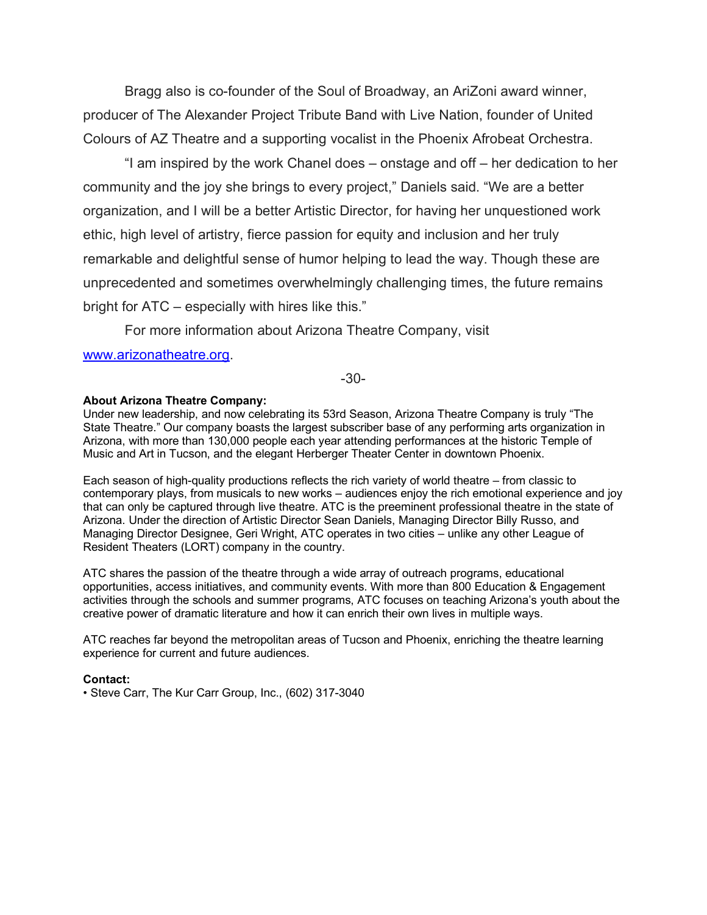Bragg also is co-founder of the Soul of Broadway, an AriZoni award winner, producer of The Alexander Project Tribute Band with Live Nation, founder of United Colours of AZ Theatre and a supporting vocalist in the Phoenix Afrobeat Orchestra.

"I am inspired by the work Chanel does – onstage and off – her dedication to her community and the joy she brings to every project," Daniels said. "We are a better organization, and I will be a better Artistic Director, for having her unquestioned work ethic, high level of artistry, fierce passion for equity and inclusion and her truly remarkable and delightful sense of humor helping to lead the way. Though these are unprecedented and sometimes overwhelmingly challenging times, the future remains bright for ATC – especially with hires like this."

For more information about Arizona Theatre Company, visit [www.arizonatheatre.org](http://www.arizonatheatre.org).

-30-

**About Arizona Theatre Company:**
Under new leadership, and now celebrating its 53rd Season, Arizona Theatre Company is truly "The State Theatre." Our company boasts the largest subscriber base of any performing arts organization in Arizona, with more than 130,000 people each year attending performances at the historic Temple of Music and Art in Tucson, and the elegant Herberger Theater Center in downtown Phoenix.

Each season of high-quality productions reflects the rich variety of world theatre – from classic to contemporary plays, from musicals to new works – audiences enjoy the rich emotional experience and joy that can only be captured through live theatre. ATC is the preeminent professional theatre in the state of Arizona. Under the direction of Artistic Director Sean Daniels, Managing Director Billy Russo, and Managing Director Designee, Geri Wright, ATC operates in two cities – unlike any other League of Resident Theaters (LORT) company in the country.

ATC shares the passion of the theatre through a wide array of outreach programs, educational opportunities, access initiatives, and community events. With more than 800 Education & Engagement activities through the schools and summer programs, ATC focuses on teaching Arizona's youth about the creative power of dramatic literature and how it can enrich their own lives in multiple ways.

ATC reaches far beyond the metropolitan areas of Tucson and Phoenix, enriching the theatre learning experience for current and future audiences.

**Contact:**
• Steve Carr, The Kur Carr Group, Inc., (602) 317-3040